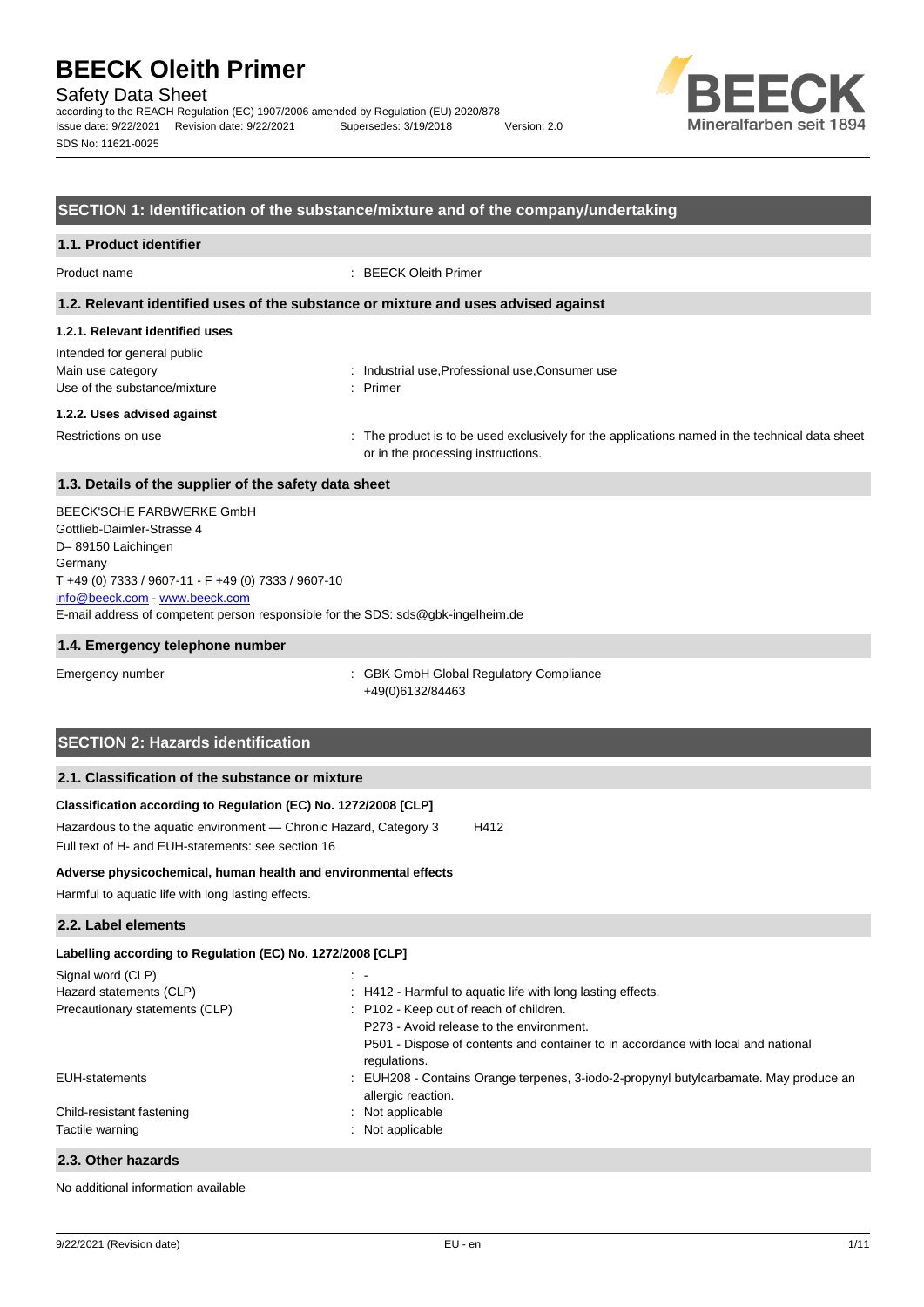# BEECK Oleith Primer

Safety Data Sheet

according to the REACH Regulation (EC) 1907/2006 amended by Regulation (EU) 2020/878

Issue date: 9/22/2021 Revision date: 9/22/2021 Supersedes: 3/19/2018 Version: 2.0

SDS No: 11621-0025

## SECTION 1: Identification of the substance/mixture and of the company/undertaking

### 1.1. Product identifier

Product name : BEECK Oleith Primer

### 1.2. Relevant identified uses of the substance or mixture and uses advised against

#### 1.2.1. Relevant identified uses

Intended for general public

Main use category : Industrial use,Professional use,Consumer use

Use of the substance/mixture : Primer

#### 1.2.2. Uses advised against

Restrictions on use : The product is to be used exclusively for the applications named in the technical data sheet or in the processing instructions.

### 1.3. Details of the supplier of the safety data sheet

BEECK'SCHE FARBWERKE GmbH
Gottlieb-Daimler-Strasse 4
D– 89150 Laichingen
Germany
T +49 (0) 7333 / 9607-11 - F +49 (0) 7333 / 9607-10
info@beeck.com - www.beeck.com
E-mail address of competent person responsible for the SDS: sds@gbk-ingelheim.de

### 1.4. Emergency telephone number

Emergency number : GBK GmbH Global Regulatory Compliance
+49(0)6132/84463

## SECTION 2: Hazards identification

### 2.1. Classification of the substance or mixture

**Classification according to Regulation (EC) No. 1272/2008 [CLP]**

Hazardous to the aquatic environment — Chronic Hazard, Category 3 H412

Full text of H- and EUH-statements: see section 16

**Adverse physicochemical, human health and environmental effects**

Harmful to aquatic life with long lasting effects.

### 2.2. Label elements

**Labelling according to Regulation (EC) No. 1272/2008 [CLP]**

Signal word (CLP) : -

Hazard statements (CLP) : H412 - Harmful to aquatic life with long lasting effects.

Precautionary statements (CLP) : P102 - Keep out of reach of children.
P273 - Avoid release to the environment.
P501 - Dispose of contents and container to in accordance with local and national regulations.

EUH-statements : EUH208 - Contains Orange terpenes, 3-iodo-2-propynyl butylcarbamate. May produce an allergic reaction.

Child-resistant fastening : Not applicable

Tactile warning : Not applicable

### 2.3. Other hazards

No additional information available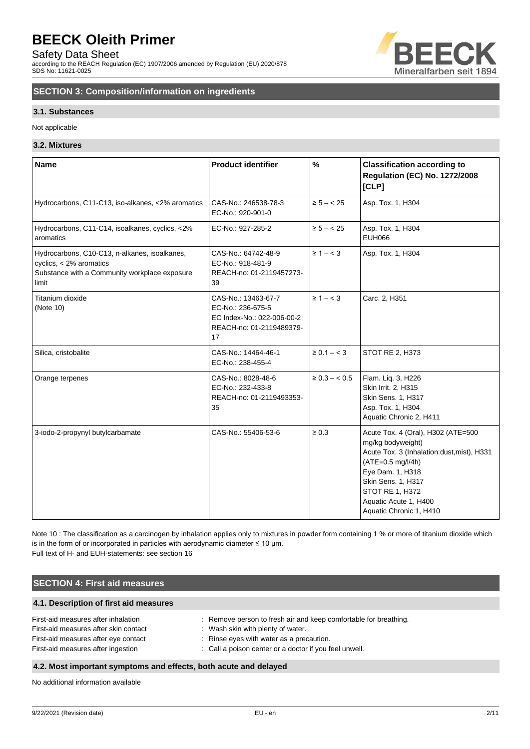## SECTION 3: Composition/information on ingredients

### 3.1. Substances

Not applicable

### 3.2. Mixtures

| Name | Product identifier | % | Classification according to Regulation (EC) No. 1272/2008 [CLP] |
|---|---|---|---|
| Hydrocarbons, C11-C13, iso-alkanes, <2% aromatics | CAS-No.: 246538-78-3<br>EC-No.: 920-901-0 | ≥ 5 – < 25 | Asp. Tox. 1, H304 |
| Hydrocarbons, C11-C14, isoalkanes, cyclics, <2% aromatics | EC-No.: 927-285-2 | ≥ 5 – < 25 | Asp. Tox. 1, H304<br>EUH066 |
| Hydrocarbons, C10-C13, n-alkanes, isoalkanes, cyclics, < 2% aromatics<br>Substance with a Community workplace exposure limit | CAS-No.: 64742-48-9<br>EC-No.: 918-481-9<br>REACH-no: 01-2119457273-39 | ≥ 1 – < 3 | Asp. Tox. 1, H304 |
| Titanium dioxide<br>(Note 10) | CAS-No.: 13463-67-7<br>EC-No.: 236-675-5<br>EC Index-No.: 022-006-00-2<br>REACH-no: 01-2119489379-17 | ≥ 1 – < 3 | Carc. 2, H351 |
| Silica, cristobalite | CAS-No.: 14464-46-1<br>EC-No.: 238-455-4 | ≥ 0.1 – < 3 | STOT RE 2, H373 |
| Orange terpenes | CAS-No.: 8028-48-6<br>EC-No.: 232-433-8<br>REACH-no: 01-2119493353-35 | ≥ 0.3 – < 0.5 | Flam. Liq. 3, H226<br>Skin Irrit. 2, H315<br>Skin Sens. 1, H317<br>Asp. Tox. 1, H304<br>Aquatic Chronic 2, H411 |
| 3-iodo-2-propynyl butylcarbamate | CAS-No.: 55406-53-6 | ≥ 0.3 | Acute Tox. 4 (Oral), H302 (ATE=500 mg/kg bodyweight)<br>Acute Tox. 3 (Inhalation:dust,mist), H331 (ATE=0.5 mg/l/4h)<br>Eye Dam. 1, H318<br>Skin Sens. 1, H317<br>STOT RE 1, H372<br>Aquatic Acute 1, H400<br>Aquatic Chronic 1, H410 |

Note 10 : The classification as a carcinogen by inhalation applies only to mixtures in powder form containing 1 % or more of titanium dioxide which is in the form of or incorporated in particles with aerodynamic diameter ≤ 10 μm.

Full text of H- and EUH-statements: see section 16

## SECTION 4: First aid measures

### 4.1. Description of first aid measures

First-aid measures after inhalation : Remove person to fresh air and keep comfortable for breathing.

First-aid measures after skin contact : Wash skin with plenty of water.

First-aid measures after eye contact : Rinse eyes with water as a precaution.

First-aid measures after ingestion : Call a poison center or a doctor if you feel unwell.

### 4.2. Most important symptoms and effects, both acute and delayed

No additional information available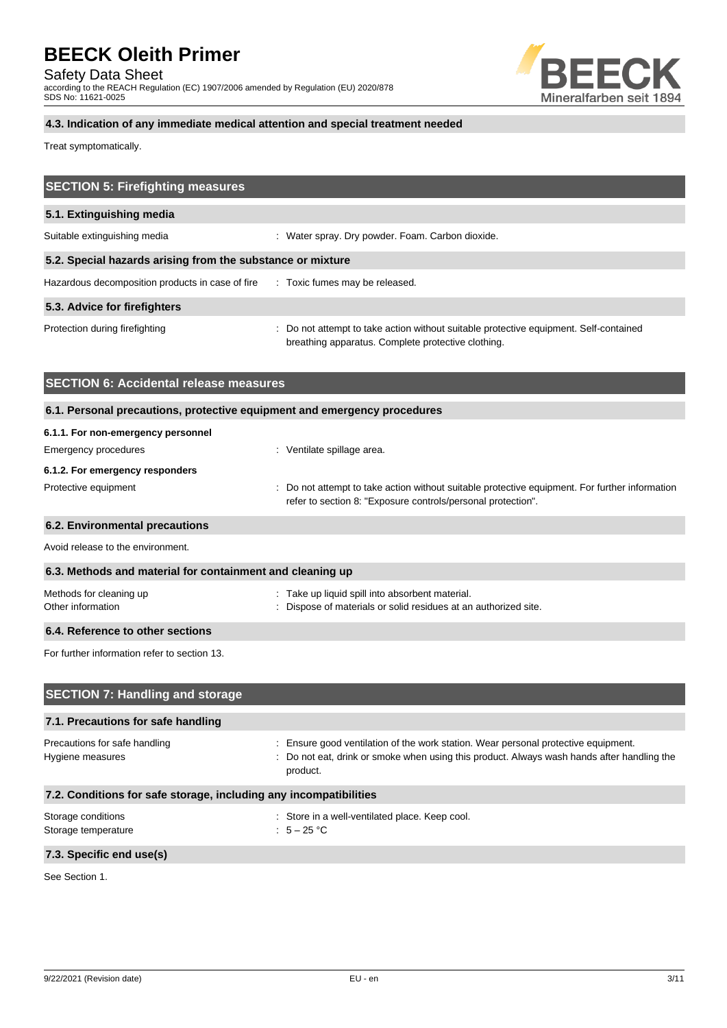### 4.3. Indication of any immediate medical attention and special treatment needed

Treat symptomatically.

## SECTION 5: Firefighting measures

### 5.1. Extinguishing media

Suitable extinguishing media : Water spray. Dry powder. Foam. Carbon dioxide.

### 5.2. Special hazards arising from the substance or mixture

Hazardous decomposition products in case of fire : Toxic fumes may be released.

### 5.3. Advice for firefighters

Protection during firefighting : Do not attempt to take action without suitable protective equipment. Self-contained breathing apparatus. Complete protective clothing.

## SECTION 6: Accidental release measures

### 6.1. Personal precautions, protective equipment and emergency procedures

**6.1.1. For non-emergency personnel**

Emergency procedures : Ventilate spillage area.

**6.1.2. For emergency responders**

Protective equipment : Do not attempt to take action without suitable protective equipment. For further information refer to section 8: "Exposure controls/personal protection".

### 6.2. Environmental precautions

Avoid release to the environment.

### 6.3. Methods and material for containment and cleaning up

Methods for cleaning up : Take up liquid spill into absorbent material.

Other information : Dispose of materials or solid residues at an authorized site.

### 6.4. Reference to other sections

For further information refer to section 13.

## SECTION 7: Handling and storage

### 7.1. Precautions for safe handling

Precautions for safe handling : Ensure good ventilation of the work station. Wear personal protective equipment.

Hygiene measures : Do not eat, drink or smoke when using this product. Always wash hands after handling the product.

### 7.2. Conditions for safe storage, including any incompatibilities

Storage conditions : Store in a well-ventilated place. Keep cool.

Storage temperature : 5 – 25 °C

### 7.3. Specific end use(s)

See Section 1.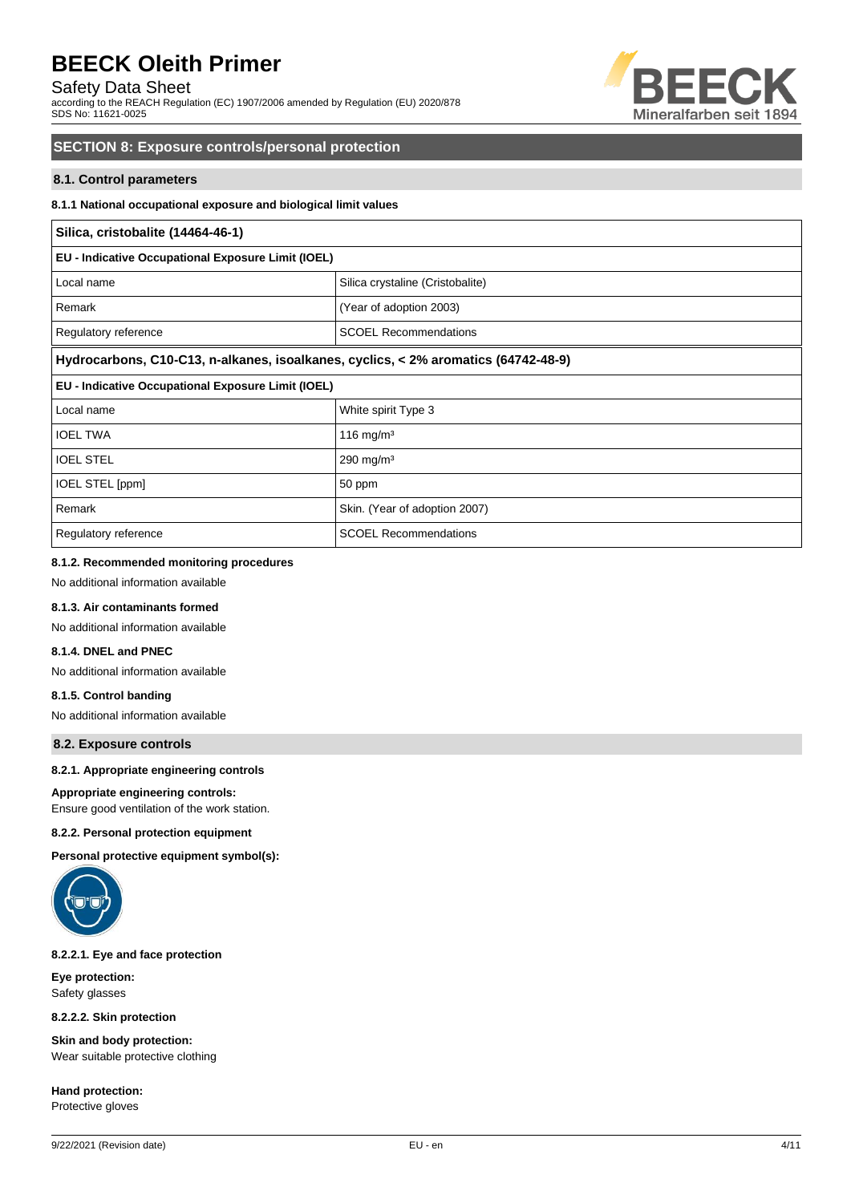## SECTION 8: Exposure controls/personal protection

### 8.1. Control parameters

#### 8.1.1 National occupational exposure and biological limit values

| Silica, cristobalite (14464-46-1) | |
|---|---|
| **EU - Indicative Occupational Exposure Limit (IOEL)** | |
| Local name | Silica crystaline (Cristobalite) |
| Remark | (Year of adoption 2003) |
| Regulatory reference | SCOEL Recommendations |
| **Hydrocarbons, C10-C13, n-alkanes, isoalkanes, cyclics, < 2% aromatics (64742-48-9)** | |
| **EU - Indicative Occupational Exposure Limit (IOEL)** | |
| Local name | White spirit Type 3 |
| IOEL TWA | 116 mg/m³ |
| IOEL STEL | 290 mg/m³ |
| IOEL STEL [ppm] | 50 ppm |
| Remark | Skin. (Year of adoption 2007) |
| Regulatory reference | SCOEL Recommendations |

#### 8.1.2. Recommended monitoring procedures

No additional information available

#### 8.1.3. Air contaminants formed

No additional information available

#### 8.1.4. DNEL and PNEC

No additional information available

#### 8.1.5. Control banding

No additional information available

### 8.2. Exposure controls

#### 8.2.1. Appropriate engineering controls

**Appropriate engineering controls:**
Ensure good ventilation of the work station.

#### 8.2.2. Personal protection equipment

**Personal protective equipment symbol(s):**

#### 8.2.2.1. Eye and face protection

**Eye protection:**
Safety glasses

#### 8.2.2.2. Skin protection

**Skin and body protection:**
Wear suitable protective clothing

**Hand protection:**
Protective gloves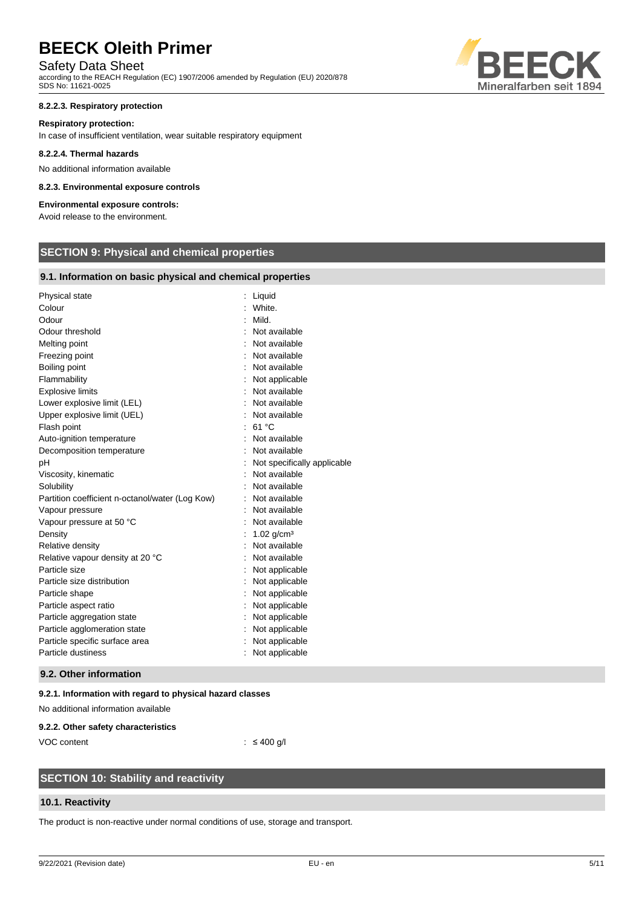#### 8.2.2.3. Respiratory protection

**Respiratory protection:**

In case of insufficient ventilation, wear suitable respiratory equipment

#### 8.2.2.4. Thermal hazards

No additional information available

#### 8.2.3. Environmental exposure controls

**Environmental exposure controls:**

Avoid release to the environment.

## SECTION 9: Physical and chemical properties

### 9.1. Information on basic physical and chemical properties

| | |
|---|---|
| Physical state | : Liquid |
| Colour | : White. |
| Odour | : Mild. |
| Odour threshold | : Not available |
| Melting point | : Not available |
| Freezing point | : Not available |
| Boiling point | : Not available |
| Flammability | : Not applicable |
| Explosive limits | : Not available |
| Lower explosive limit (LEL) | : Not available |
| Upper explosive limit (UEL) | : Not available |
| Flash point | : 61 °C |
| Auto-ignition temperature | : Not available |
| Decomposition temperature | : Not available |
| pH | : Not specifically applicable |
| Viscosity, kinematic | : Not available |
| Solubility | : Not available |
| Partition coefficient n-octanol/water (Log Kow) | : Not available |
| Vapour pressure | : Not available |
| Vapour pressure at 50 °C | : Not available |
| Density | : 1.02 g/cm³ |
| Relative density | : Not available |
| Relative vapour density at 20 °C | : Not available |
| Particle size | : Not applicable |
| Particle size distribution | : Not applicable |
| Particle shape | : Not applicable |
| Particle aspect ratio | : Not applicable |
| Particle aggregation state | : Not applicable |
| Particle agglomeration state | : Not applicable |
| Particle specific surface area | : Not applicable |
| Particle dustiness | : Not applicable |

### 9.2. Other information

#### 9.2.1. Information with regard to physical hazard classes

No additional information available

#### 9.2.2. Other safety characteristics

| | |
|---|---|
| VOC content | : ≤ 400 g/l |

## SECTION 10: Stability and reactivity

### 10.1. Reactivity

The product is non-reactive under normal conditions of use, storage and transport.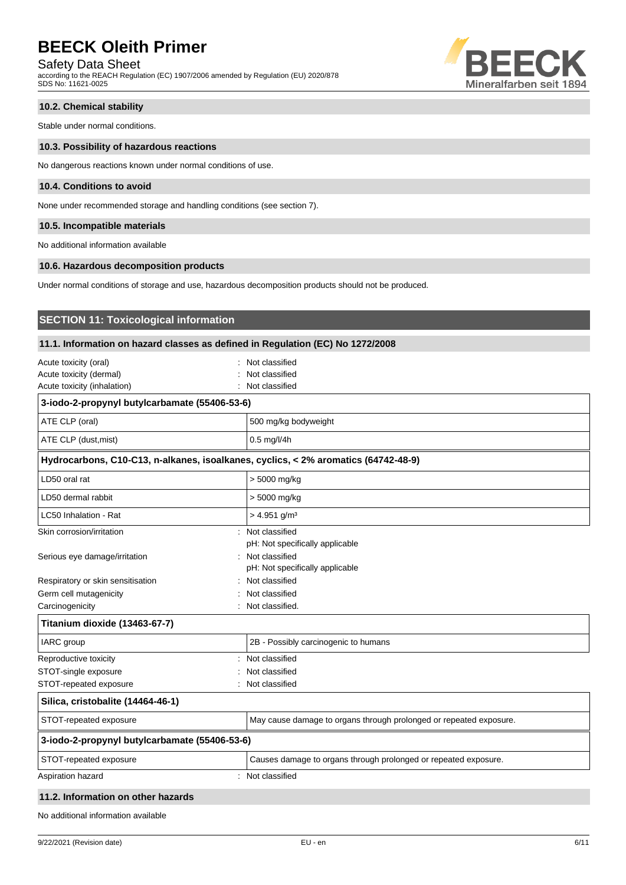### 10.2. Chemical stability

Stable under normal conditions.

### 10.3. Possibility of hazardous reactions

No dangerous reactions known under normal conditions of use.

### 10.4. Conditions to avoid

None under recommended storage and handling conditions (see section 7).

### 10.5. Incompatible materials

No additional information available

### 10.6. Hazardous decomposition products

Under normal conditions of storage and use, hazardous decomposition products should not be produced.

## SECTION 11: Toxicological information

### 11.1. Information on hazard classes as defined in Regulation (EC) No 1272/2008

Acute toxicity (oral) : Not classified
Acute toxicity (dermal) : Not classified
Acute toxicity (inhalation) : Not classified

| 3-iodo-2-propynyl butylcarbamate (55406-53-6) | |
|---|---|
| ATE CLP (oral) | 500 mg/kg bodyweight |
| ATE CLP (dust,mist) | 0.5 mg/l/4h |

| Hydrocarbons, C10-C13, n-alkanes, isoalkanes, cyclics, < 2% aromatics (64742-48-9) | |
|---|---|
| LD50 oral rat | > 5000 mg/kg |
| LD50 dermal rabbit | > 5000 mg/kg |
| LC50 Inhalation - Rat | > 4.951 g/m³ |

Skin corrosion/irritation : Not classified
pH: Not specifically applicable
Serious eye damage/irritation : Not classified
pH: Not specifically applicable
Respiratory or skin sensitisation : Not classified
Germ cell mutagenicity : Not classified
Carcinogenicity : Not classified.

| Titanium dioxide (13463-67-7) | |
|---|---|
| IARC group | 2B - Possibly carcinogenic to humans |

Reproductive toxicity : Not classified
STOT-single exposure : Not classified
STOT-repeated exposure : Not classified

| Silica, cristobalite (14464-46-1) | |
|---|---|
| STOT-repeated exposure | May cause damage to organs through prolonged or repeated exposure. |

| 3-iodo-2-propynyl butylcarbamate (55406-53-6) | |
|---|---|
| STOT-repeated exposure | Causes damage to organs through prolonged or repeated exposure. |

Aspiration hazard : Not classified

### 11.2. Information on other hazards

No additional information available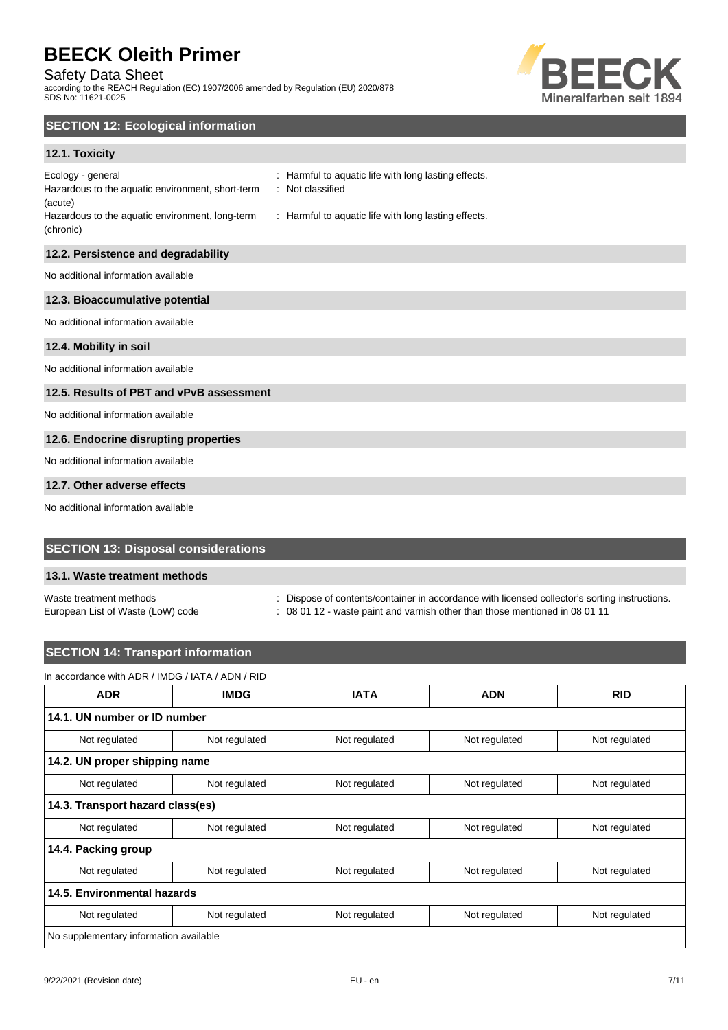## SECTION 12: Ecological information

### 12.1. Toxicity

Ecology - general : Harmful to aquatic life with long lasting effects.
Hazardous to the aquatic environment, short-term (acute) : Not classified
Hazardous to the aquatic environment, long-term (chronic) : Harmful to aquatic life with long lasting effects.

### 12.2. Persistence and degradability

No additional information available

### 12.3. Bioaccumulative potential

No additional information available

### 12.4. Mobility in soil

No additional information available

### 12.5. Results of PBT and vPvB assessment

No additional information available

### 12.6. Endocrine disrupting properties

No additional information available

### 12.7. Other adverse effects

No additional information available

## SECTION 13: Disposal considerations

### 13.1. Waste treatment methods

Waste treatment methods : Dispose of contents/container in accordance with licensed collector's sorting instructions.
European List of Waste (LoW) code : 08 01 12 - waste paint and varnish other than those mentioned in 08 01 11

## SECTION 14: Transport information

In accordance with ADR / IMDG / IATA / ADN / RID

| ADR | IMDG | IATA | ADN | RID |
|---|---|---|---|---|
| **14.1. UN number or ID number** | | | | |
| Not regulated | Not regulated | Not regulated | Not regulated | Not regulated |
| **14.2. UN proper shipping name** | | | | |
| Not regulated | Not regulated | Not regulated | Not regulated | Not regulated |
| **14.3. Transport hazard class(es)** | | | | |
| Not regulated | Not regulated | Not regulated | Not regulated | Not regulated |
| **14.4. Packing group** | | | | |
| Not regulated | Not regulated | Not regulated | Not regulated | Not regulated |
| **14.5. Environmental hazards** | | | | |
| Not regulated | Not regulated | Not regulated | Not regulated | Not regulated |
| No supplementary information available | | | | |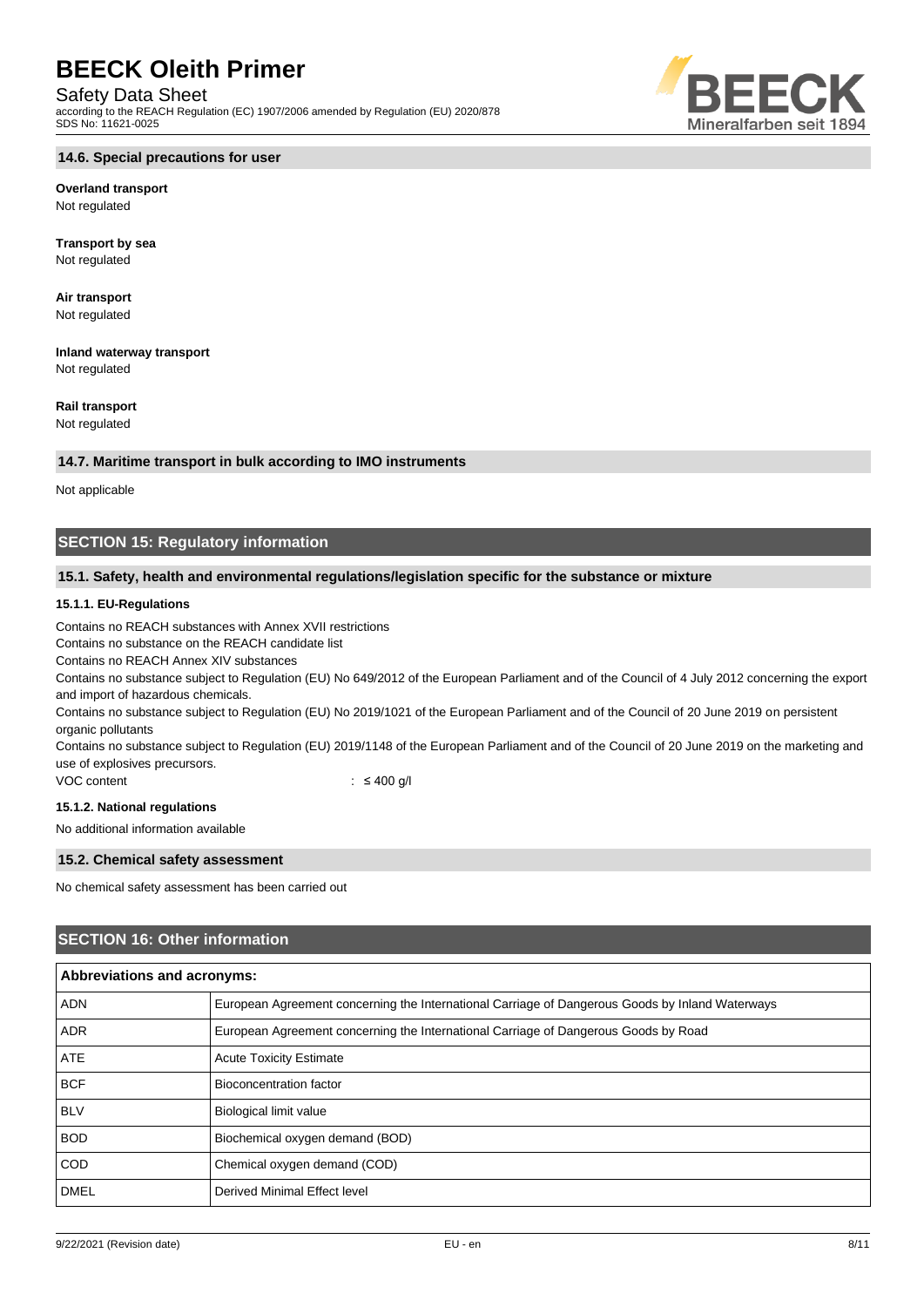#### 14.6. Special precautions for user

**Overland transport**
Not regulated

**Transport by sea**
Not regulated

**Air transport**
Not regulated

**Inland waterway transport**
Not regulated

**Rail transport**
Not regulated

#### 14.7. Maritime transport in bulk according to IMO instruments

Not applicable

## SECTION 15: Regulatory information

### 15.1. Safety, health and environmental regulations/legislation specific for the substance or mixture

#### 15.1.1. EU-Regulations

Contains no REACH substances with Annex XVII restrictions
Contains no substance on the REACH candidate list
Contains no REACH Annex XIV substances
Contains no substance subject to Regulation (EU) No 649/2012 of the European Parliament and of the Council of 4 July 2012 concerning the export and import of hazardous chemicals.
Contains no substance subject to Regulation (EU) No 2019/1021 of the European Parliament and of the Council of 20 June 2019 on persistent organic pollutants
Contains no substance subject to Regulation (EU) 2019/1148 of the European Parliament and of the Council of 20 June 2019 on the marketing and use of explosives precursors.

VOC content : ≤ 400 g/l

#### 15.1.2. National regulations

No additional information available

### 15.2. Chemical safety assessment

No chemical safety assessment has been carried out

## SECTION 16: Other information

| Abbreviations and acronyms: | |
|---|---|
| ADN | European Agreement concerning the International Carriage of Dangerous Goods by Inland Waterways |
| ADR | European Agreement concerning the International Carriage of Dangerous Goods by Road |
| ATE | Acute Toxicity Estimate |
| BCF | Bioconcentration factor |
| BLV | Biological limit value |
| BOD | Biochemical oxygen demand (BOD) |
| COD | Chemical oxygen demand (COD) |
| DMEL | Derived Minimal Effect level |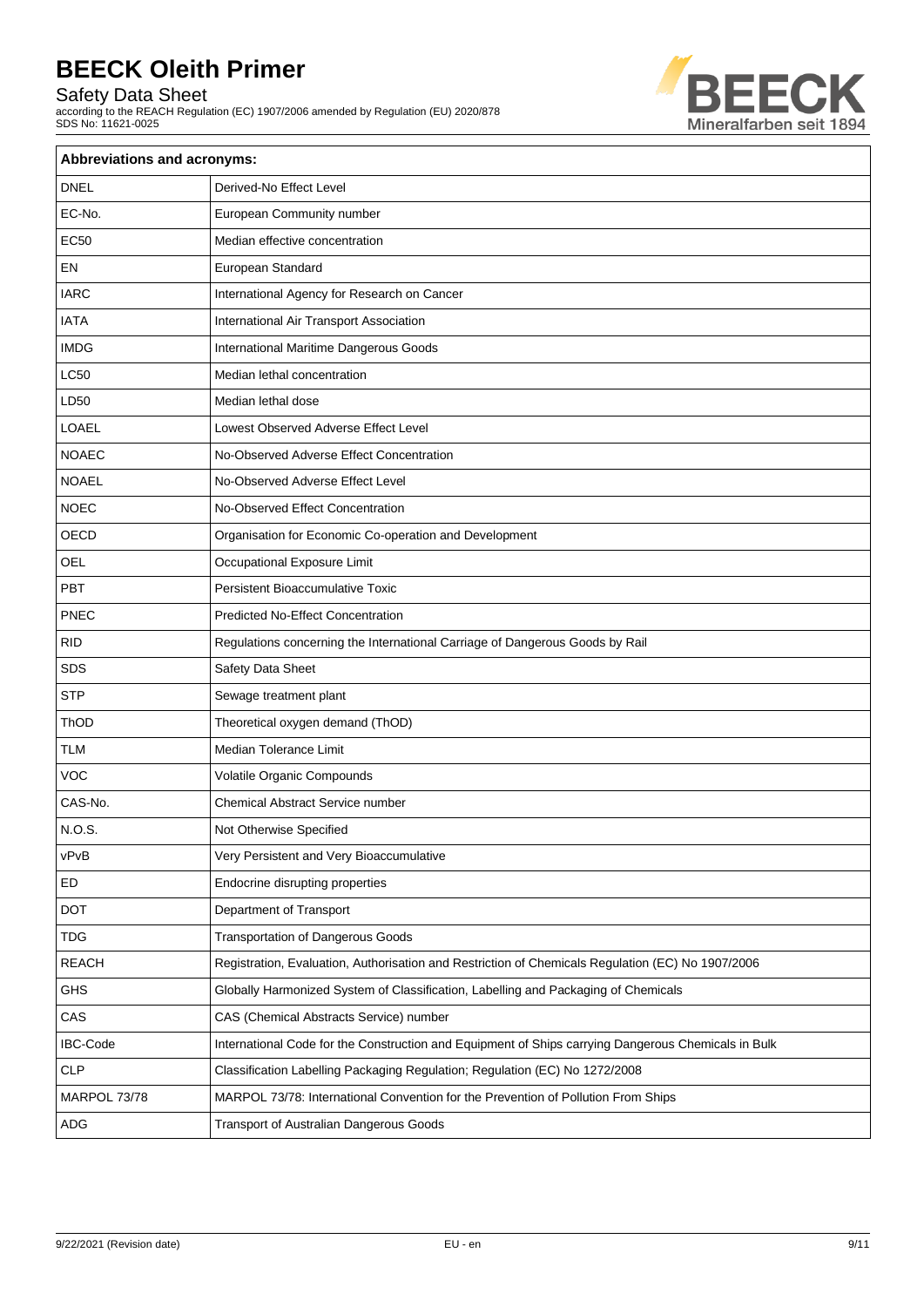| Abbreviations and acronyms: | |
|---|---|
| DNEL | Derived-No Effect Level |
| EC-No. | European Community number |
| EC50 | Median effective concentration |
| EN | European Standard |
| IARC | International Agency for Research on Cancer |
| IATA | International Air Transport Association |
| IMDG | International Maritime Dangerous Goods |
| LC50 | Median lethal concentration |
| LD50 | Median lethal dose |
| LOAEL | Lowest Observed Adverse Effect Level |
| NOAEC | No-Observed Adverse Effect Concentration |
| NOAEL | No-Observed Adverse Effect Level |
| NOEC | No-Observed Effect Concentration |
| OECD | Organisation for Economic Co-operation and Development |
| OEL | Occupational Exposure Limit |
| PBT | Persistent Bioaccumulative Toxic |
| PNEC | Predicted No-Effect Concentration |
| RID | Regulations concerning the International Carriage of Dangerous Goods by Rail |
| SDS | Safety Data Sheet |
| STP | Sewage treatment plant |
| ThOD | Theoretical oxygen demand (ThOD) |
| TLM | Median Tolerance Limit |
| VOC | Volatile Organic Compounds |
| CAS-No. | Chemical Abstract Service number |
| N.O.S. | Not Otherwise Specified |
| vPvB | Very Persistent and Very Bioaccumulative |
| ED | Endocrine disrupting properties |
| DOT | Department of Transport |
| TDG | Transportation of Dangerous Goods |
| REACH | Registration, Evaluation, Authorisation and Restriction of Chemicals Regulation (EC) No 1907/2006 |
| GHS | Globally Harmonized System of Classification, Labelling and Packaging of Chemicals |
| CAS | CAS (Chemical Abstracts Service) number |
| IBC-Code | International Code for the Construction and Equipment of Ships carrying Dangerous Chemicals in Bulk |
| CLP | Classification Labelling Packaging Regulation; Regulation (EC) No 1272/2008 |
| MARPOL 73/78 | MARPOL 73/78: International Convention for the Prevention of Pollution From Ships |
| ADG | Transport of Australian Dangerous Goods |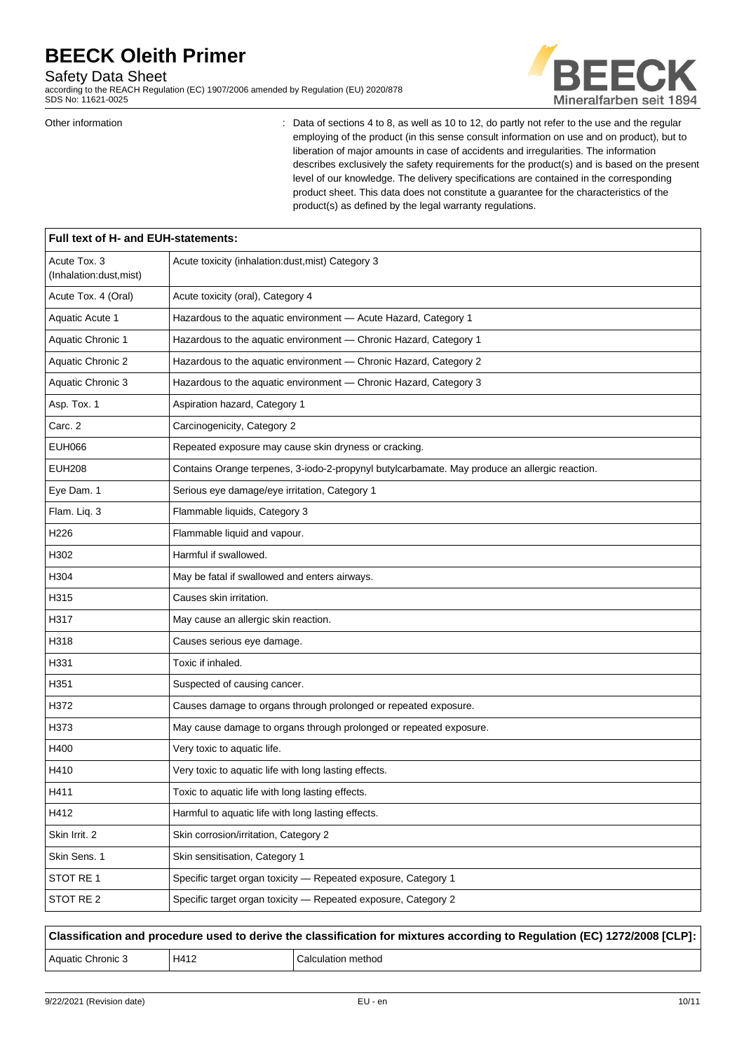| | |
|---|---|
| Other information | : Data of sections 4 to 8, as well as 10 to 12, do partly not refer to the use and the regular employing of the product (in this sense consult information on use and on product), but to liberation of major amounts in case of accidents and irregularities. The information describes exclusively the safety requirements for the product(s) and is based on the present level of our knowledge. The delivery specifications are contained in the corresponding product sheet. This data does not constitute a guarantee for the characteristics of the product(s) as defined by the legal warranty regulations. |

| Full text of H- and EUH-statements: | |
|---|---|
| Acute Tox. 3 (Inhalation:dust,mist) | Acute toxicity (inhalation:dust,mist) Category 3 |
| Acute Tox. 4 (Oral) | Acute toxicity (oral), Category 4 |
| Aquatic Acute 1 | Hazardous to the aquatic environment — Acute Hazard, Category 1 |
| Aquatic Chronic 1 | Hazardous to the aquatic environment — Chronic Hazard, Category 1 |
| Aquatic Chronic 2 | Hazardous to the aquatic environment — Chronic Hazard, Category 2 |
| Aquatic Chronic 3 | Hazardous to the aquatic environment — Chronic Hazard, Category 3 |
| Asp. Tox. 1 | Aspiration hazard, Category 1 |
| Carc. 2 | Carcinogenicity, Category 2 |
| EUH066 | Repeated exposure may cause skin dryness or cracking. |
| EUH208 | Contains Orange terpenes, 3-iodo-2-propynyl butylcarbamate. May produce an allergic reaction. |
| Eye Dam. 1 | Serious eye damage/eye irritation, Category 1 |
| Flam. Liq. 3 | Flammable liquids, Category 3 |
| H226 | Flammable liquid and vapour. |
| H302 | Harmful if swallowed. |
| H304 | May be fatal if swallowed and enters airways. |
| H315 | Causes skin irritation. |
| H317 | May cause an allergic skin reaction. |
| H318 | Causes serious eye damage. |
| H331 | Toxic if inhaled. |
| H351 | Suspected of causing cancer. |
| H372 | Causes damage to organs through prolonged or repeated exposure. |
| H373 | May cause damage to organs through prolonged or repeated exposure. |
| H400 | Very toxic to aquatic life. |
| H410 | Very toxic to aquatic life with long lasting effects. |
| H411 | Toxic to aquatic life with long lasting effects. |
| H412 | Harmful to aquatic life with long lasting effects. |
| Skin Irrit. 2 | Skin corrosion/irritation, Category 2 |
| Skin Sens. 1 | Skin sensitisation, Category 1 |
| STOT RE 1 | Specific target organ toxicity — Repeated exposure, Category 1 |
| STOT RE 2 | Specific target organ toxicity — Repeated exposure, Category 2 |

| Classification and procedure used to derive the classification for mixtures according to Regulation (EC) 1272/2008 [CLP]: | | |
|---|---|---|
| Aquatic Chronic 3 | H412 | Calculation method |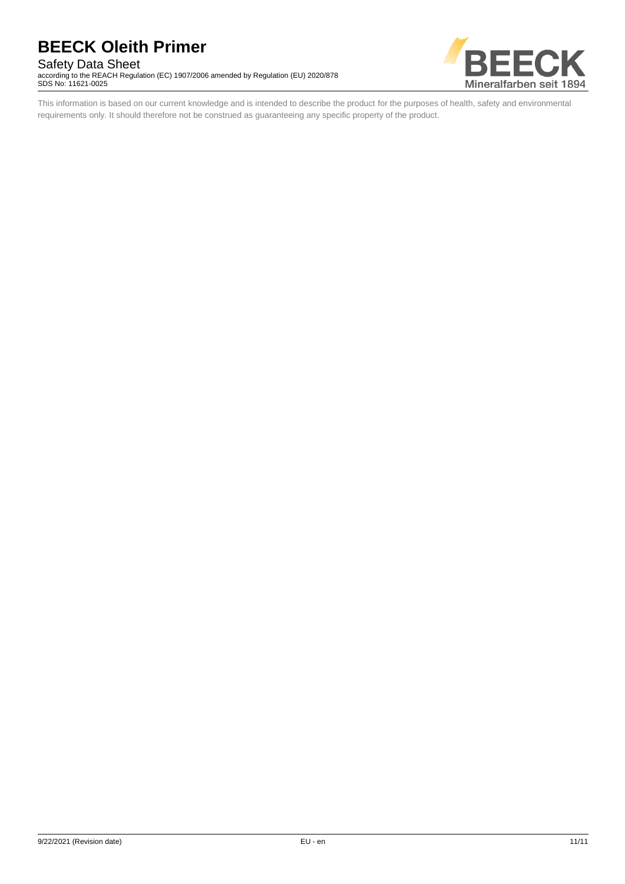This information is based on our current knowledge and is intended to describe the product for the purposes of health, safety and environmental requirements only. It should therefore not be construed as guaranteeing any specific property of the product.